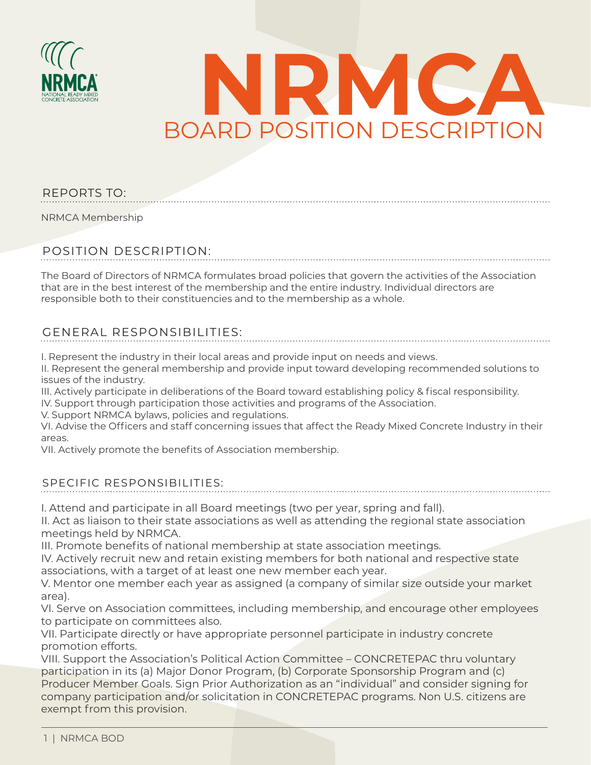# NRMCA

## BOARD POSITION DESCRIPTION

### REPORTS TO:

NRMCA Membership

### POSITION DESCRIPTION:

The Board of Directors of NRMCA formulates broad policies that govern the activities of the Association that are in the best interest of the membership and the entire industry. Individual directors are responsible both to their constituencies and to the membership as a whole.

### GENERAL RESPONSIBILITIES:

I. Represent the industry in their local areas and provide input on needs and views.
II. Represent the general membership and provide input toward developing recommended solutions to issues of the industry.
III. Actively participate in deliberations of the Board toward establishing policy & fiscal responsibility.
IV. Support through participation those activities and programs of the Association.
V. Support NRMCA bylaws, policies and regulations.
VI. Advise the Officers and staff concerning issues that affect the Ready Mixed Concrete Industry in their areas.
VII. Actively promote the benefits of Association membership.

### SPECIFIC RESPONSIBILITIES:

I. Attend and participate in all Board meetings (two per year, spring and fall).
II. Act as liaison to their state associations as well as attending the regional state association meetings held by NRMCA.
III. Promote benefits of national membership at state association meetings.
IV. Actively recruit new and retain existing members for both national and respective state associations, with a target of at least one new member each year.
V. Mentor one member each year as assigned (a company of similar size outside your market area).
VI. Serve on Association committees, including membership, and encourage other employees to participate on committees also.
VII. Participate directly or have appropriate personnel participate in industry concrete promotion efforts.
VIII. Support the Association's Political Action Committee – CONCRETEPAC thru voluntary participation in its (a) Major Donor Program, (b) Corporate Sponsorship Program and (c) Producer Member Goals. Sign Prior Authorization as an "individual" and consider signing for company participation and/or solicitation in CONCRETEPAC programs. Non U.S. citizens are exempt from this provision.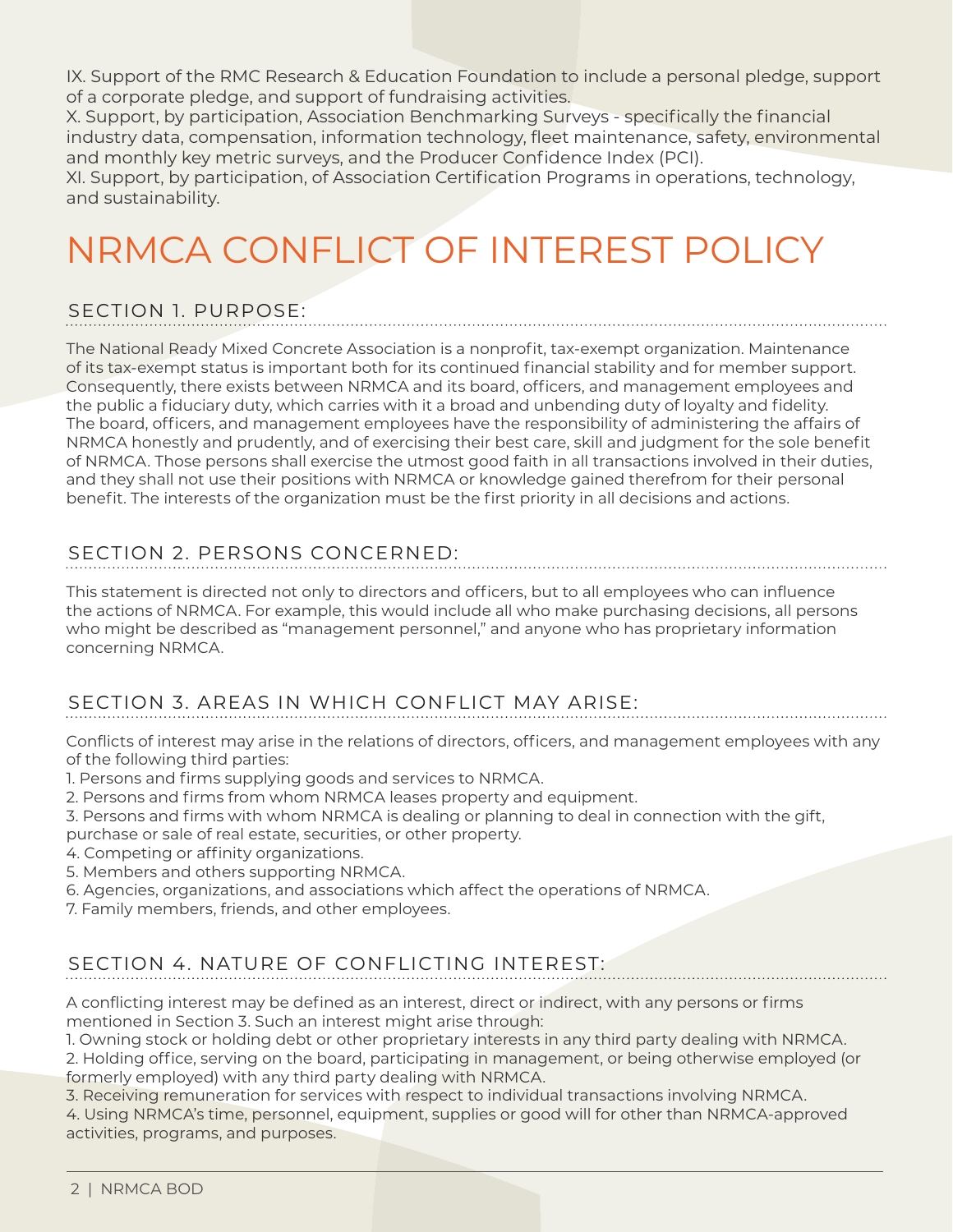IX. Support of the RMC Research & Education Foundation to include a personal pledge, support of a corporate pledge, and support of fundraising activities.
X. Support, by participation, Association Benchmarking Surveys - specifically the financial industry data, compensation, information technology, fleet maintenance, safety, environmental and monthly key metric surveys, and the Producer Confidence Index (PCI).
XI. Support, by participation, of Association Certification Programs in operations, technology, and sustainability.

# NRMCA CONFLICT OF INTEREST POLICY

## SECTION 1. PURPOSE:

The National Ready Mixed Concrete Association is a nonprofit, tax-exempt organization. Maintenance of its tax-exempt status is important both for its continued financial stability and for member support. Consequently, there exists between NRMCA and its board, officers, and management employees and the public a fiduciary duty, which carries with it a broad and unbending duty of loyalty and fidelity. The board, officers, and management employees have the responsibility of administering the affairs of NRMCA honestly and prudently, and of exercising their best care, skill and judgment for the sole benefit of NRMCA. Those persons shall exercise the utmost good faith in all transactions involved in their duties, and they shall not use their positions with NRMCA or knowledge gained therefrom for their personal benefit. The interests of the organization must be the first priority in all decisions and actions.

## SECTION 2. PERSONS CONCERNED:

This statement is directed not only to directors and officers, but to all employees who can influence the actions of NRMCA. For example, this would include all who make purchasing decisions, all persons who might be described as "management personnel," and anyone who has proprietary information concerning NRMCA.

## SECTION 3. AREAS IN WHICH CONFLICT MAY ARISE:

Conflicts of interest may arise in the relations of directors, officers, and management employees with any of the following third parties:

1. Persons and firms supplying goods and services to NRMCA.
2. Persons and firms from whom NRMCA leases property and equipment.
3. Persons and firms with whom NRMCA is dealing or planning to deal in connection with the gift, purchase or sale of real estate, securities, or other property.
4. Competing or affinity organizations.
5. Members and others supporting NRMCA.
6. Agencies, organizations, and associations which affect the operations of NRMCA.
7. Family members, friends, and other employees.

## SECTION 4. NATURE OF CONFLICTING INTEREST:

A conflicting interest may be defined as an interest, direct or indirect, with any persons or firms mentioned in Section 3. Such an interest might arise through:

1. Owning stock or holding debt or other proprietary interests in any third party dealing with NRMCA.
2. Holding office, serving on the board, participating in management, or being otherwise employed (or formerly employed) with any third party dealing with NRMCA.
3. Receiving remuneration for services with respect to individual transactions involving NRMCA.
4. Using NRMCA's time, personnel, equipment, supplies or good will for other than NRMCA-approved activities, programs, and purposes.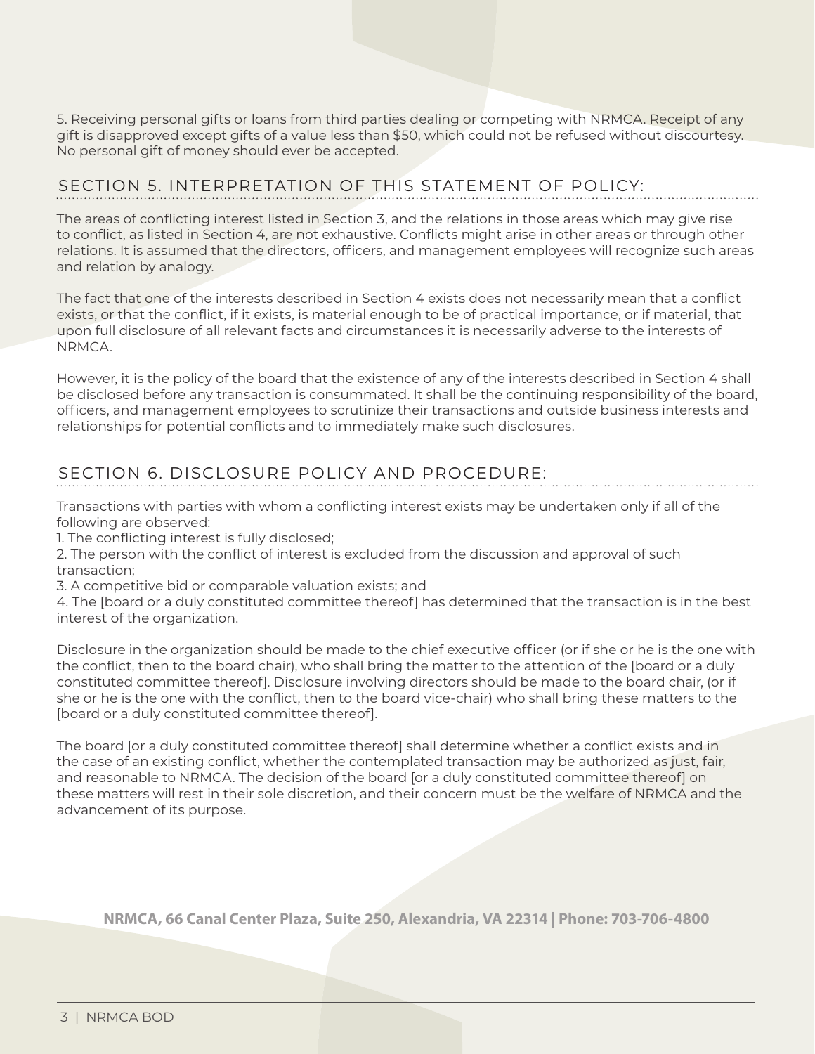5. Receiving personal gifts or loans from third parties dealing or competing with NRMCA. Receipt of any gift is disapproved except gifts of a value less than $50, which could not be refused without discourtesy. No personal gift of money should ever be accepted.

## SECTION 5. INTERPRETATION OF THIS STATEMENT OF POLICY:

The areas of conflicting interest listed in Section 3, and the relations in those areas which may give rise to conflict, as listed in Section 4, are not exhaustive. Conflicts might arise in other areas or through other relations. It is assumed that the directors, officers, and management employees will recognize such areas and relation by analogy.

The fact that one of the interests described in Section 4 exists does not necessarily mean that a conflict exists, or that the conflict, if it exists, is material enough to be of practical importance, or if material, that upon full disclosure of all relevant facts and circumstances it is necessarily adverse to the interests of NRMCA.

However, it is the policy of the board that the existence of any of the interests described in Section 4 shall be disclosed before any transaction is consummated. It shall be the continuing responsibility of the board, officers, and management employees to scrutinize their transactions and outside business interests and relationships for potential conflicts and to immediately make such disclosures.

## SECTION 6. DISCLOSURE POLICY AND PROCEDURE:

Transactions with parties with whom a conflicting interest exists may be undertaken only if all of the following are observed:

1. The conflicting interest is fully disclosed;
2. The person with the conflict of interest is excluded from the discussion and approval of such transaction;
3. A competitive bid or comparable valuation exists; and
4. The [board or a duly constituted committee thereof] has determined that the transaction is in the best interest of the organization.

Disclosure in the organization should be made to the chief executive officer (or if she or he is the one with the conflict, then to the board chair), who shall bring the matter to the attention of the [board or a duly constituted committee thereof]. Disclosure involving directors should be made to the board chair, (or if she or he is the one with the conflict, then to the board vice-chair) who shall bring these matters to the [board or a duly constituted committee thereof].

The board [or a duly constituted committee thereof] shall determine whether a conflict exists and in the case of an existing conflict, whether the contemplated transaction may be authorized as just, fair, and reasonable to NRMCA. The decision of the board [or a duly constituted committee thereof] on these matters will rest in their sole discretion, and their concern must be the welfare of NRMCA and the advancement of its purpose.

**NRMCA, 66 Canal Center Plaza, Suite 250, Alexandria, VA 22314 | Phone: 703-706-4800**